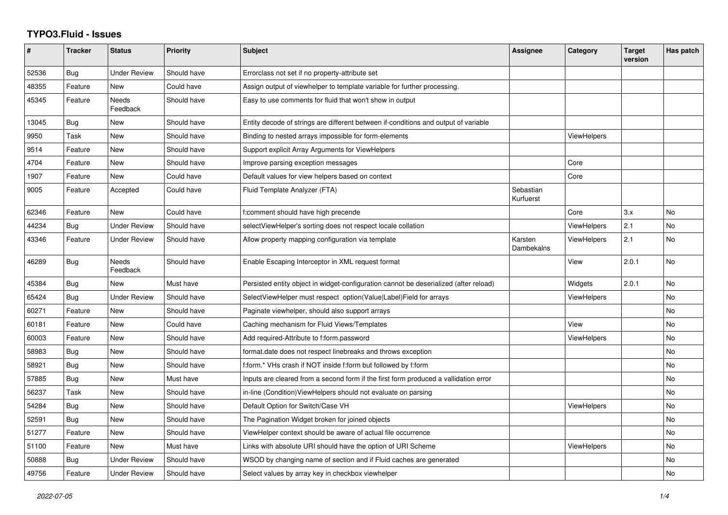# TYPO3.Fluid - Issues

| # | Tracker | Status | Priority | Subject | Assignee | Category | Target version | Has patch |
|---|---|---|---|---|---|---|---|---|
| 52536 | Bug | Under Review | Should have | Errorclass not set if no property-attribute set | | | | |
| 48355 | Feature | New | Could have | Assign output of viewhelper to template variable for further processing. | | | | |
| 45345 | Feature | Needs Feedback | Should have | Easy to use comments for fluid that won't show in output | | | | |
| 13045 | Bug | New | Should have | Entity decode of strings are different between if-conditions and output of variable | | | | |
| 9950 | Task | New | Should have | Binding to nested arrays impossible for form-elements | | ViewHelpers | | |
| 9514 | Feature | New | Should have | Support explicit Array Arguments for ViewHelpers | | | | |
| 4704 | Feature | New | Should have | Improve parsing exception messages | | Core | | |
| 1907 | Feature | New | Could have | Default values for view helpers based on context | | Core | | |
| 9005 | Feature | Accepted | Could have | Fluid Template Analyzer (FTA) | Sebastian Kurfuerst | | | |
| 62346 | Feature | New | Could have | f:comment should have high precende | | Core | 3.x | No |
| 44234 | Bug | Under Review | Should have | selectViewHelper's sorting does not respect locale collation | | ViewHelpers | 2.1 | No |
| 43346 | Feature | Under Review | Should have | Allow property mapping configuration via template | Karsten Dambekalns | ViewHelpers | 2.1 | No |
| 46289 | Bug | Needs Feedback | Should have | Enable Escaping Interceptor in XML request format | | View | 2.0.1 | No |
| 45384 | Bug | New | Must have | Persisted entity object in widget-configuration cannot be deserialized (after reload) | | Widgets | 2.0.1 | No |
| 65424 | Bug | Under Review | Should have | SelectViewHelper must respect option(Value\|Label)Field for arrays | | ViewHelpers | | No |
| 60271 | Feature | New | Should have | Paginate viewhelper, should also support arrays | | | | No |
| 60181 | Feature | New | Could have | Caching mechanism for Fluid Views/Templates | | View | | No |
| 60003 | Feature | New | Should have | Add required-Attribute to f:form.password | | ViewHelpers | | No |
| 58983 | Bug | New | Should have | format.date does not respect linebreaks and throws exception | | | | No |
| 58921 | Bug | New | Should have | f:form.* VHs crash if NOT inside f:form but followed by f:form | | | | No |
| 57885 | Bug | New | Must have | Inputs are cleared from a second form if the first form produced a vallidation error | | | | No |
| 56237 | Task | New | Should have | in-line (Condition)ViewHelpers should not evaluate on parsing | | | | No |
| 54284 | Bug | New | Should have | Default Option for Switch/Case VH | | ViewHelpers | | No |
| 52591 | Bug | New | Should have | The Pagination Widget broken for joined objects | | | | No |
| 51277 | Feature | New | Should have | ViewHelper context should be aware of actual file occurrence | | | | No |
| 51100 | Feature | New | Must have | Links with absolute URI should have the option of URI Scheme | | ViewHelpers | | No |
| 50888 | Bug | Under Review | Should have | WSOD by changing name of section and if Fluid caches are generated | | | | No |
| 49756 | Feature | Under Review | Should have | Select values by array key in checkbox viewhelper | | | | No |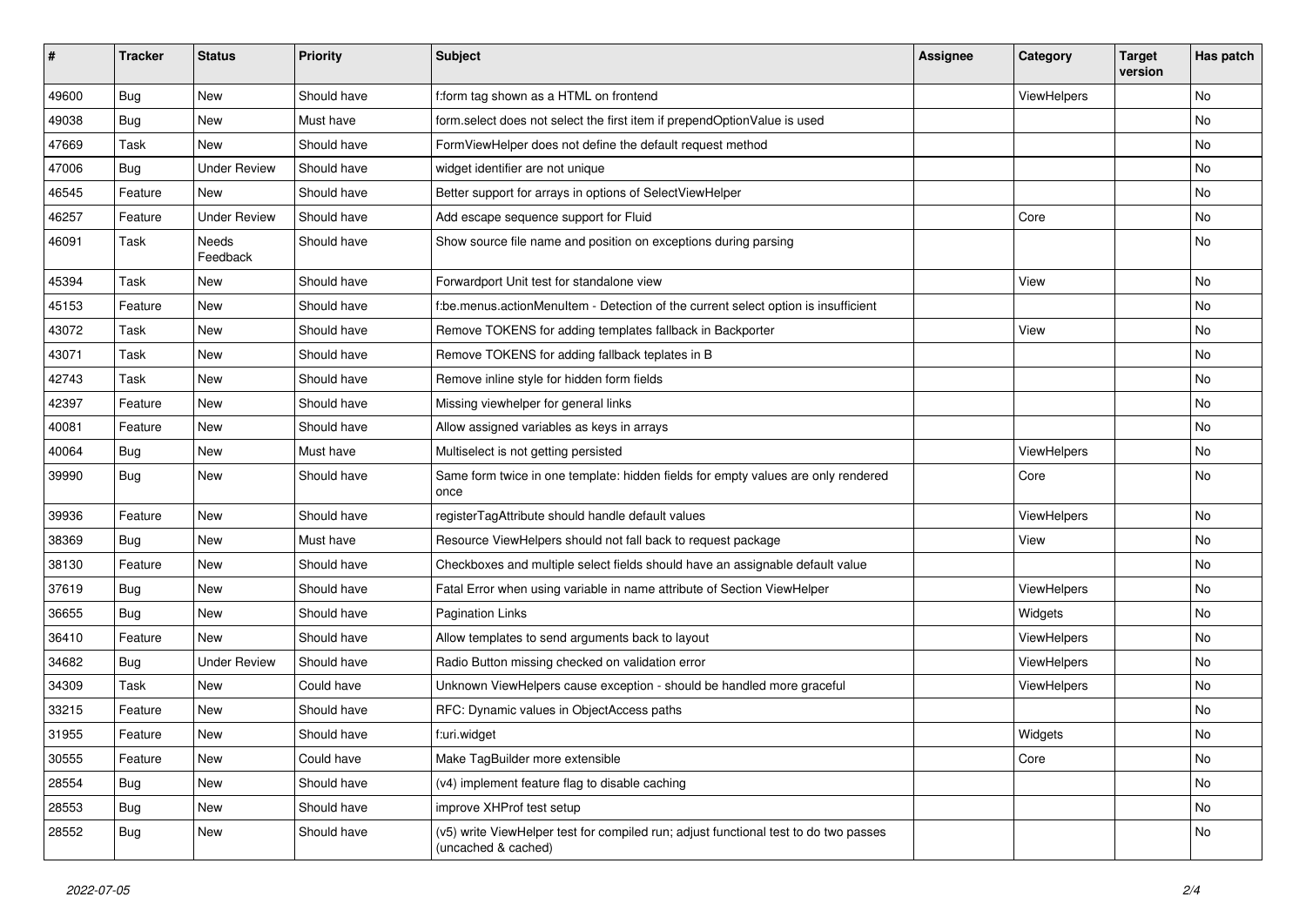| # | Tracker | Status | Priority | Subject | Assignee | Category | Target version | Has patch |
|---|---|---|---|---|---|---|---|---|
| 49600 | Bug | New | Should have | f:form tag shown as a HTML on frontend | | ViewHelpers | | No |
| 49038 | Bug | New | Must have | form.select does not select the first item if prependOptionValue is used | | | | No |
| 47669 | Task | New | Should have | FormViewHelper does not define the default request method | | | | No |
| 47006 | Bug | Under Review | Should have | widget identifier are not unique | | | | No |
| 46545 | Feature | New | Should have | Better support for arrays in options of SelectViewHelper | | | | No |
| 46257 | Feature | Under Review | Should have | Add escape sequence support for Fluid | | Core | | No |
| 46091 | Task | Needs Feedback | Should have | Show source file name and position on exceptions during parsing | | | | No |
| 45394 | Task | New | Should have | Forwardport Unit test for standalone view | | View | | No |
| 45153 | Feature | New | Should have | f:be.menus.actionMenuItem - Detection of the current select option is insufficient | | | | No |
| 43072 | Task | New | Should have | Remove TOKENS for adding templates fallback in Backporter | | View | | No |
| 43071 | Task | New | Should have | Remove TOKENS for adding fallback teplates in B | | | | No |
| 42743 | Task | New | Should have | Remove inline style for hidden form fields | | | | No |
| 42397 | Feature | New | Should have | Missing viewhelper for general links | | | | No |
| 40081 | Feature | New | Should have | Allow assigned variables as keys in arrays | | | | No |
| 40064 | Bug | New | Must have | Multiselect is not getting persisted | | ViewHelpers | | No |
| 39990 | Bug | New | Should have | Same form twice in one template: hidden fields for empty values are only rendered once | | Core | | No |
| 39936 | Feature | New | Should have | registerTagAttribute should handle default values | | ViewHelpers | | No |
| 38369 | Bug | New | Must have | Resource ViewHelpers should not fall back to request package | | View | | No |
| 38130 | Feature | New | Should have | Checkboxes and multiple select fields should have an assignable default value | | | | No |
| 37619 | Bug | New | Should have | Fatal Error when using variable in name attribute of Section ViewHelper | | ViewHelpers | | No |
| 36655 | Bug | New | Should have | Pagination Links | | Widgets | | No |
| 36410 | Feature | New | Should have | Allow templates to send arguments back to layout | | ViewHelpers | | No |
| 34682 | Bug | Under Review | Should have | Radio Button missing checked on validation error | | ViewHelpers | | No |
| 34309 | Task | New | Could have | Unknown ViewHelpers cause exception - should be handled more graceful | | ViewHelpers | | No |
| 33215 | Feature | New | Should have | RFC: Dynamic values in ObjectAccess paths | | | | No |
| 31955 | Feature | New | Should have | f:uri.widget | | Widgets | | No |
| 30555 | Feature | New | Could have | Make TagBuilder more extensible | | Core | | No |
| 28554 | Bug | New | Should have | (v4) implement feature flag to disable caching | | | | No |
| 28553 | Bug | New | Should have | improve XHProf test setup | | | | No |
| 28552 | Bug | New | Should have | (v5) write ViewHelper test for compiled run; adjust functional test to do two passes (uncached & cached) | | | | No |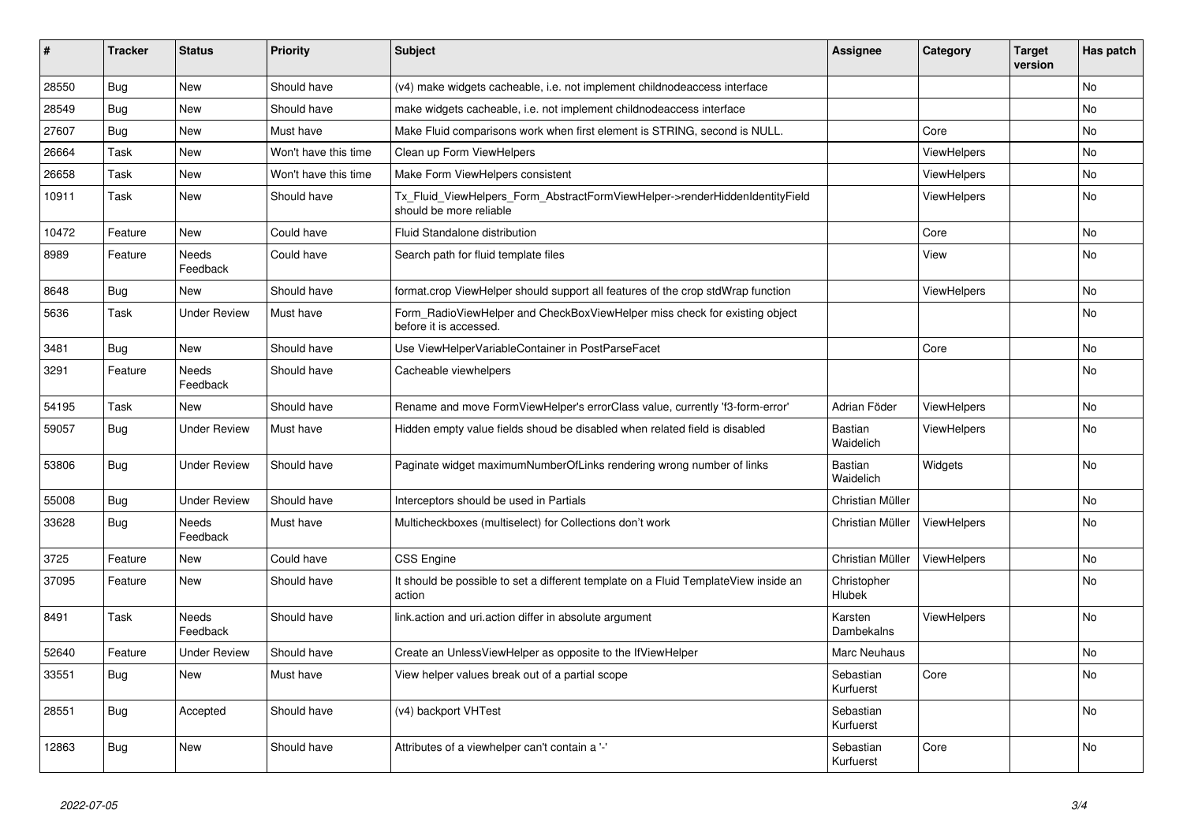| # | Tracker | Status | Priority | Subject | Assignee | Category | Target version | Has patch |
|---|---|---|---|---|---|---|---|---|
| 28550 | Bug | New | Should have | (v4) make widgets cacheable, i.e. not implement childnodeaccess interface | | | | No |
| 28549 | Bug | New | Should have | make widgets cacheable, i.e. not implement childnodeaccess interface | | | | No |
| 27607 | Bug | New | Must have | Make Fluid comparisons work when first element is STRING, second is NULL. | | Core | | No |
| 26664 | Task | New | Won't have this time | Clean up Form ViewHelpers | | ViewHelpers | | No |
| 26658 | Task | New | Won't have this time | Make Form ViewHelpers consistent | | ViewHelpers | | No |
| 10911 | Task | New | Should have | Tx_Fluid_ViewHelpers_Form_AbstractFormViewHelper->renderHiddenIdentityField should be more reliable | | ViewHelpers | | No |
| 10472 | Feature | New | Could have | Fluid Standalone distribution | | Core | | No |
| 8989 | Feature | Needs Feedback | Could have | Search path for fluid template files | | View | | No |
| 8648 | Bug | New | Should have | format.crop ViewHelper should support all features of the crop stdWrap function | | ViewHelpers | | No |
| 5636 | Task | Under Review | Must have | Form_RadioViewHelper and CheckBoxViewHelper miss check for existing object before it is accessed. | | | | No |
| 3481 | Bug | New | Should have | Use ViewHelperVariableContainer in PostParseFacet | | Core | | No |
| 3291 | Feature | Needs Feedback | Should have | Cacheable viewhelpers | | | | No |
| 54195 | Task | New | Should have | Rename and move FormViewHelper's errorClass value, currently 'f3-form-error' | Adrian Föder | ViewHelpers | | No |
| 59057 | Bug | Under Review | Must have | Hidden empty value fields shoud be disabled when related field is disabled | Bastian Waidelich | ViewHelpers | | No |
| 53806 | Bug | Under Review | Should have | Paginate widget maximumNumberOfLinks rendering wrong number of links | Bastian Waidelich | Widgets | | No |
| 55008 | Bug | Under Review | Should have | Interceptors should be used in Partials | Christian Müller | | | No |
| 33628 | Bug | Needs Feedback | Must have | Multicheckboxes (multiselect) for Collections don't work | Christian Müller | ViewHelpers | | No |
| 3725 | Feature | New | Could have | CSS Engine | Christian Müller | ViewHelpers | | No |
| 37095 | Feature | New | Should have | It should be possible to set a different template on a Fluid TemplateView inside an action | Christopher Hlubek | | | No |
| 8491 | Task | Needs Feedback | Should have | link.action and uri.action differ in absolute argument | Karsten Dambekalns | ViewHelpers | | No |
| 52640 | Feature | Under Review | Should have | Create an UnlessViewHelper as opposite to the IfViewHelper | Marc Neuhaus | | | No |
| 33551 | Bug | New | Must have | View helper values break out of a partial scope | Sebastian Kurfuerst | Core | | No |
| 28551 | Bug | Accepted | Should have | (v4) backport VHTest | Sebastian Kurfuerst | | | No |
| 12863 | Bug | New | Should have | Attributes of a viewhelper can't contain a '-' | Sebastian Kurfuerst | Core | | No |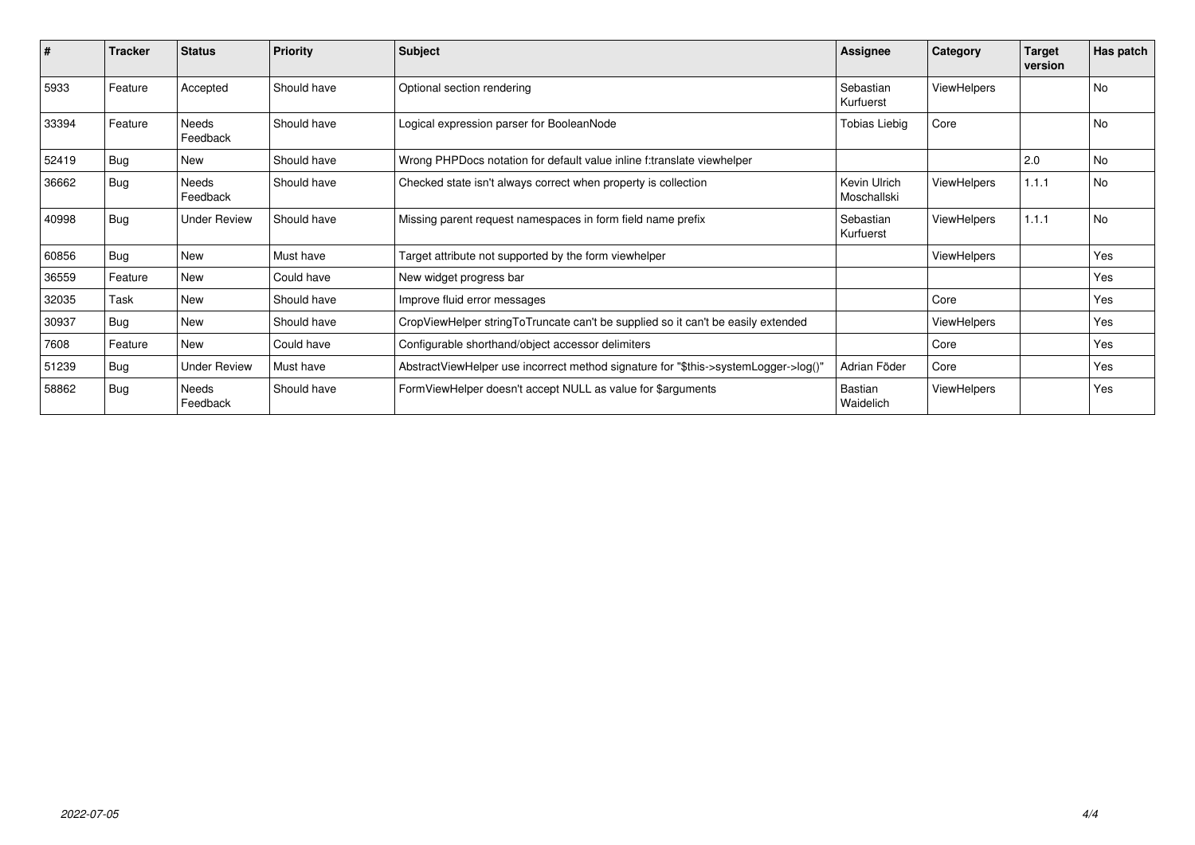| # | Tracker | Status | Priority | Subject | Assignee | Category | Target version | Has patch |
|---|---|---|---|---|---|---|---|---|
| 5933 | Feature | Accepted | Should have | Optional section rendering | Sebastian Kurfuerst | ViewHelpers | | No |
| 33394 | Feature | Needs Feedback | Should have | Logical expression parser for BooleanNode | Tobias Liebig | Core | | No |
| 52419 | Bug | New | Should have | Wrong PHPDocs notation for default value inline f:translate viewhelper | | | 2.0 | No |
| 36662 | Bug | Needs Feedback | Should have | Checked state isn't always correct when property is collection | Kevin Ulrich Moschallski | ViewHelpers | 1.1.1 | No |
| 40998 | Bug | Under Review | Should have | Missing parent request namespaces in form field name prefix | Sebastian Kurfuerst | ViewHelpers | 1.1.1 | No |
| 60856 | Bug | New | Must have | Target attribute not supported by the form viewhelper | | ViewHelpers | | Yes |
| 36559 | Feature | New | Could have | New widget progress bar | | | | Yes |
| 32035 | Task | New | Should have | Improve fluid error messages | | Core | | Yes |
| 30937 | Bug | New | Should have | CropViewHelper stringToTruncate can't be supplied so it can't be easily extended | | ViewHelpers | | Yes |
| 7608 | Feature | New | Could have | Configurable shorthand/object accessor delimiters | | Core | | Yes |
| 51239 | Bug | Under Review | Must have | AbstractViewHelper use incorrect method signature for "$this->systemLogger->log()" | Adrian Föder | Core | | Yes |
| 58862 | Bug | Needs Feedback | Should have | FormViewHelper doesn't accept NULL as value for $arguments | Bastian Waidelich | ViewHelpers | | Yes |

*2022-07-05*